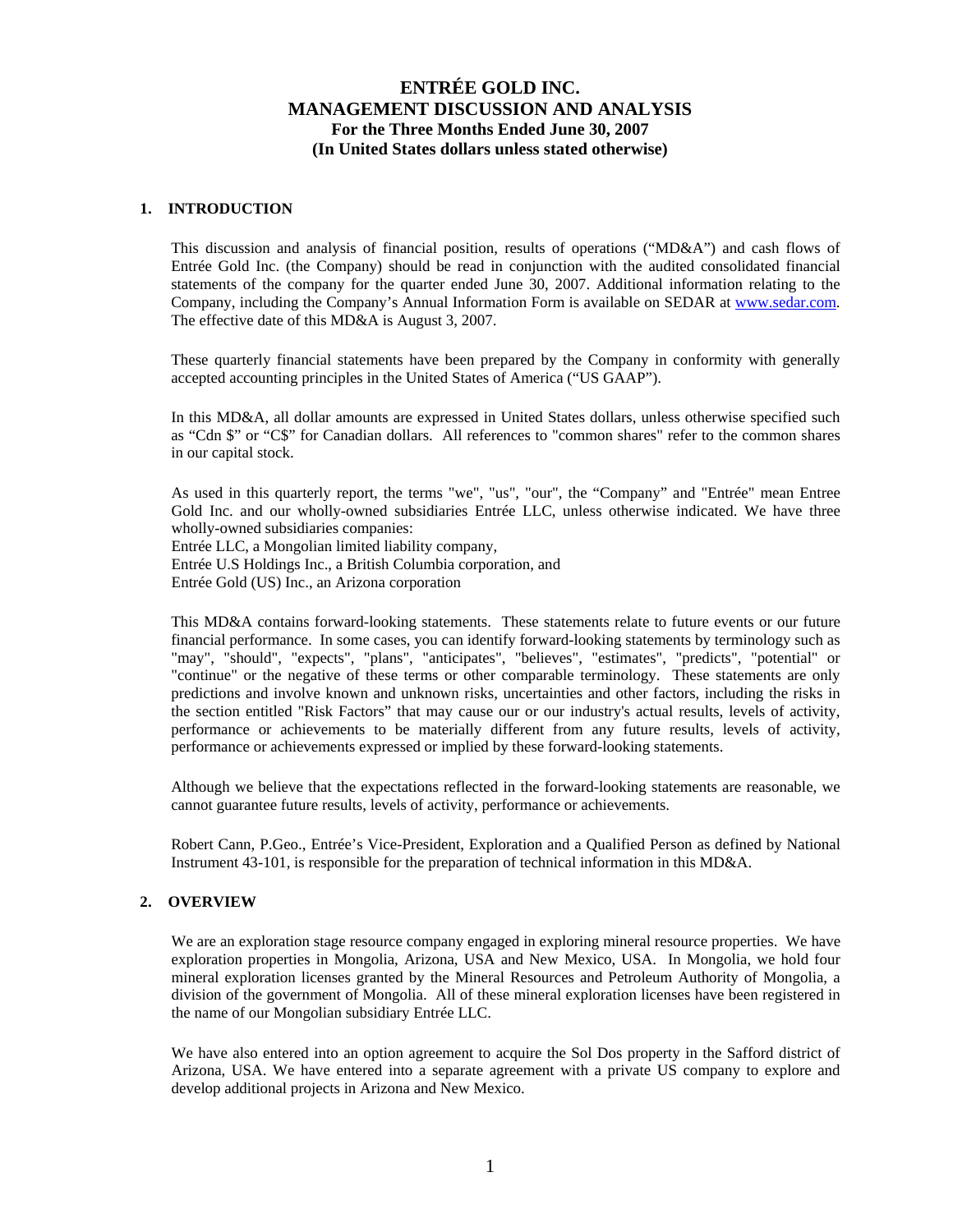# ENTRÉE GOLD INC.
# MANAGEMENT DISCUSSION AND ANALYSIS
### For the Three Months Ended June 30, 2007
### (In United States dollars unless stated otherwise)

## 1. INTRODUCTION

This discussion and analysis of financial position, results of operations ("MD&A") and cash flows of Entrée Gold Inc. (the Company) should be read in conjunction with the audited consolidated financial statements of the company for the quarter ended June 30, 2007. Additional information relating to the Company, including the Company's Annual Information Form is available on SEDAR at www.sedar.com. The effective date of this MD&A is August 3, 2007.

These quarterly financial statements have been prepared by the Company in conformity with generally accepted accounting principles in the United States of America ("US GAAP").

In this MD&A, all dollar amounts are expressed in United States dollars, unless otherwise specified such as "Cdn $" or "C$" for Canadian dollars. All references to "common shares" refer to the common shares in our capital stock.

As used in this quarterly report, the terms "we", "us", "our", the "Company" and "Entrée" mean Entree Gold Inc. and our wholly-owned subsidiaries Entrée LLC, unless otherwise indicated. We have three wholly-owned subsidiaries companies:
Entrée LLC, a Mongolian limited liability company,
Entrée U.S Holdings Inc., a British Columbia corporation, and
Entrée Gold (US) Inc., an Arizona corporation

This MD&A contains forward-looking statements. These statements relate to future events or our future financial performance. In some cases, you can identify forward-looking statements by terminology such as "may", "should", "expects", "plans", "anticipates", "believes", "estimates", "predicts", "potential" or "continue" or the negative of these terms or other comparable terminology. These statements are only predictions and involve known and unknown risks, uncertainties and other factors, including the risks in the section entitled "Risk Factors" that may cause our or our industry's actual results, levels of activity, performance or achievements to be materially different from any future results, levels of activity, performance or achievements expressed or implied by these forward-looking statements.

Although we believe that the expectations reflected in the forward-looking statements are reasonable, we cannot guarantee future results, levels of activity, performance or achievements.

Robert Cann, P.Geo., Entrée's Vice-President, Exploration and a Qualified Person as defined by National Instrument 43-101, is responsible for the preparation of technical information in this MD&A.

## 2. OVERVIEW

We are an exploration stage resource company engaged in exploring mineral resource properties. We have exploration properties in Mongolia, Arizona, USA and New Mexico, USA. In Mongolia, we hold four mineral exploration licenses granted by the Mineral Resources and Petroleum Authority of Mongolia, a division of the government of Mongolia. All of these mineral exploration licenses have been registered in the name of our Mongolian subsidiary Entrée LLC.

We have also entered into an option agreement to acquire the Sol Dos property in the Safford district of Arizona, USA. We have entered into a separate agreement with a private US company to explore and develop additional projects in Arizona and New Mexico.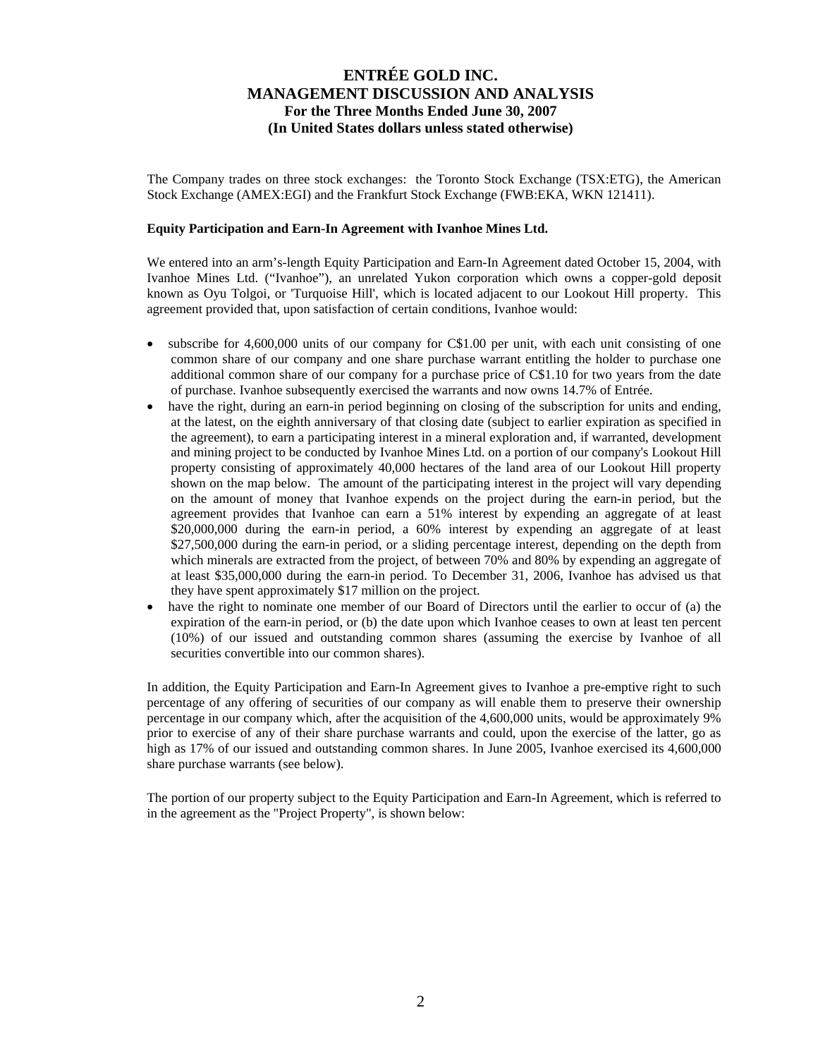# ENTRÉE GOLD INC.
# MANAGEMENT DISCUSSION AND ANALYSIS
## For the Three Months Ended June 30, 2007
## (In United States dollars unless stated otherwise)

The Company trades on three stock exchanges: the Toronto Stock Exchange (TSX:ETG), the American Stock Exchange (AMEX:EGI) and the Frankfurt Stock Exchange (FWB:EKA, WKN 121411).

**Equity Participation and Earn-In Agreement with Ivanhoe Mines Ltd.**

We entered into an arm's-length Equity Participation and Earn-In Agreement dated October 15, 2004, with Ivanhoe Mines Ltd. ("Ivanhoe"), an unrelated Yukon corporation which owns a copper-gold deposit known as Oyu Tolgoi, or 'Turquoise Hill', which is located adjacent to our Lookout Hill property. This agreement provided that, upon satisfaction of certain conditions, Ivanhoe would:

- subscribe for 4,600,000 units of our company for C$1.00 per unit, with each unit consisting of one common share of our company and one share purchase warrant entitling the holder to purchase one additional common share of our company for a purchase price of C$1.10 for two years from the date of purchase. Ivanhoe subsequently exercised the warrants and now owns 14.7% of Entrée.
- have the right, during an earn-in period beginning on closing of the subscription for units and ending, at the latest, on the eighth anniversary of that closing date (subject to earlier expiration as specified in the agreement), to earn a participating interest in a mineral exploration and, if warranted, development and mining project to be conducted by Ivanhoe Mines Ltd. on a portion of our company's Lookout Hill property consisting of approximately 40,000 hectares of the land area of our Lookout Hill property shown on the map below. The amount of the participating interest in the project will vary depending on the amount of money that Ivanhoe expends on the project during the earn-in period, but the agreement provides that Ivanhoe can earn a 51% interest by expending an aggregate of at least $20,000,000 during the earn-in period, a 60% interest by expending an aggregate of at least $27,500,000 during the earn-in period, or a sliding percentage interest, depending on the depth from which minerals are extracted from the project, of between 70% and 80% by expending an aggregate of at least $35,000,000 during the earn-in period. To December 31, 2006, Ivanhoe has advised us that they have spent approximately $17 million on the project.
- have the right to nominate one member of our Board of Directors until the earlier to occur of (a) the expiration of the earn-in period, or (b) the date upon which Ivanhoe ceases to own at least ten percent (10%) of our issued and outstanding common shares (assuming the exercise by Ivanhoe of all securities convertible into our common shares).

In addition, the Equity Participation and Earn-In Agreement gives to Ivanhoe a pre-emptive right to such percentage of any offering of securities of our company as will enable them to preserve their ownership percentage in our company which, after the acquisition of the 4,600,000 units, would be approximately 9% prior to exercise of any of their share purchase warrants and could, upon the exercise of the latter, go as high as 17% of our issued and outstanding common shares. In June 2005, Ivanhoe exercised its 4,600,000 share purchase warrants (see below).

The portion of our property subject to the Equity Participation and Earn-In Agreement, which is referred to in the agreement as the "Project Property", is shown below: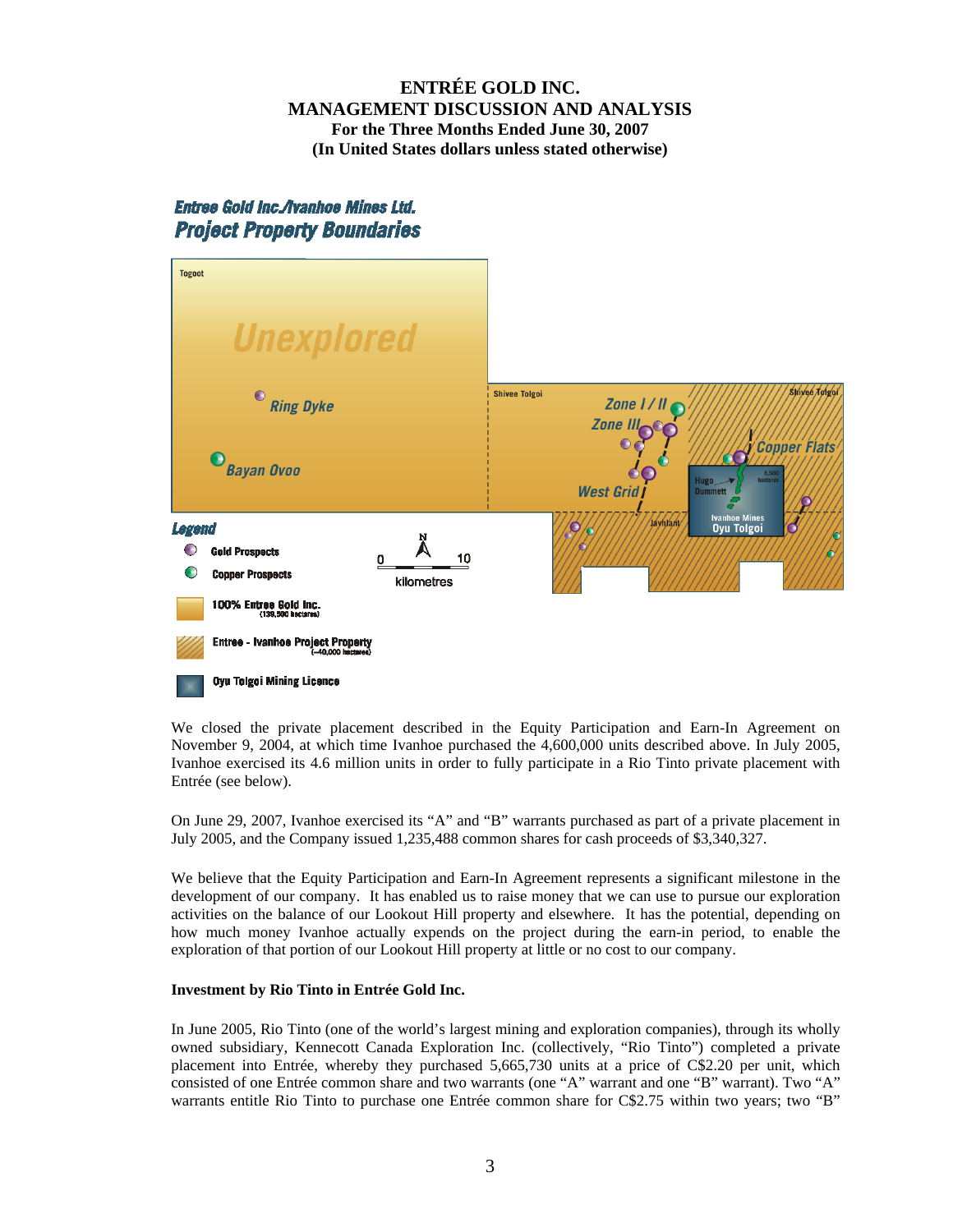# ENTRÉE GOLD INC.
## MANAGEMENT DISCUSSION AND ANALYSIS
### For the Three Months Ended June 30, 2007
### (In United States dollars unless stated otherwise)

**Entree Gold Inc./Ivanhoe Mines Ltd.**
**Project Property Boundaries**

Togoot

Unexplored

Ring Dyke

Bayan Ovoo

Shivee Tolgoi

Zone I / II

Zone III

West Grid

Copper Flats

Shivee Tolgoi

Hugo Dummett

8,500 hectares

Javhlant

Ivanhoe Mines Oyu Tolgoi

**Legend**

Gold Prospects

Copper Prospects

0 10 kilometres

100% Entree Gold Inc. (139,500 hectares)

Entree - Ivanhoe Project Property (~40,000 hectares)

Oyu Tolgoi Mining Licence

We closed the private placement described in the Equity Participation and Earn-In Agreement on November 9, 2004, at which time Ivanhoe purchased the 4,600,000 units described above. In July 2005, Ivanhoe exercised its 4.6 million units in order to fully participate in a Rio Tinto private placement with Entrée (see below).

On June 29, 2007, Ivanhoe exercised its "A" and "B" warrants purchased as part of a private placement in July 2005, and the Company issued 1,235,488 common shares for cash proceeds of $3,340,327.

We believe that the Equity Participation and Earn-In Agreement represents a significant milestone in the development of our company. It has enabled us to raise money that we can use to pursue our exploration activities on the balance of our Lookout Hill property and elsewhere. It has the potential, depending on how much money Ivanhoe actually expends on the project during the earn-in period, to enable the exploration of that portion of our Lookout Hill property at little or no cost to our company.

**Investment by Rio Tinto in Entrée Gold Inc.**

In June 2005, Rio Tinto (one of the world's largest mining and exploration companies), through its wholly owned subsidiary, Kennecott Canada Exploration Inc. (collectively, "Rio Tinto") completed a private placement into Entrée, whereby they purchased 5,665,730 units at a price of C$2.20 per unit, which consisted of one Entrée common share and two warrants (one "A" warrant and one "B" warrant). Two "A" warrants entitle Rio Tinto to purchase one Entrée common share for C$2.75 within two years; two "B"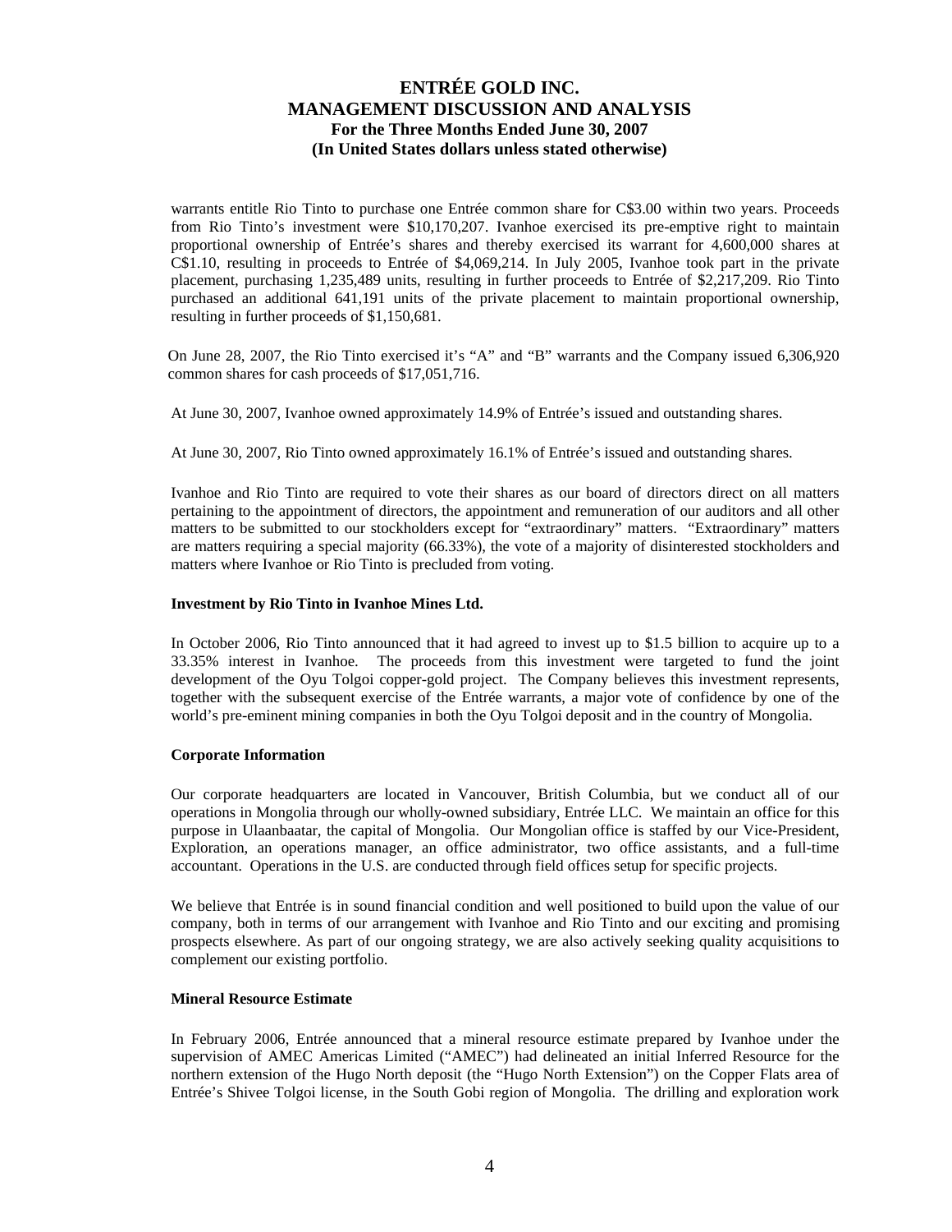warrants entitle Rio Tinto to purchase one Entrée common share for C$3.00 within two years. Proceeds from Rio Tinto's investment were $10,170,207. Ivanhoe exercised its pre-emptive right to maintain proportional ownership of Entrée's shares and thereby exercised its warrant for 4,600,000 shares at C$1.10, resulting in proceeds to Entrée of $4,069,214. In July 2005, Ivanhoe took part in the private placement, purchasing 1,235,489 units, resulting in further proceeds to Entrée of $2,217,209. Rio Tinto purchased an additional 641,191 units of the private placement to maintain proportional ownership, resulting in further proceeds of $1,150,681.

On June 28, 2007, the Rio Tinto exercised it's "A" and "B" warrants and the Company issued 6,306,920 common shares for cash proceeds of $17,051,716.

At June 30, 2007, Ivanhoe owned approximately 14.9% of Entrée's issued and outstanding shares.

At June 30, 2007, Rio Tinto owned approximately 16.1% of Entrée's issued and outstanding shares.

Ivanhoe and Rio Tinto are required to vote their shares as our board of directors direct on all matters pertaining to the appointment of directors, the appointment and remuneration of our auditors and all other matters to be submitted to our stockholders except for "extraordinary" matters. "Extraordinary" matters are matters requiring a special majority (66.33%), the vote of a majority of disinterested stockholders and matters where Ivanhoe or Rio Tinto is precluded from voting.

**Investment by Rio Tinto in Ivanhoe Mines Ltd.**

In October 2006, Rio Tinto announced that it had agreed to invest up to $1.5 billion to acquire up to a 33.35% interest in Ivanhoe. The proceeds from this investment were targeted to fund the joint development of the Oyu Tolgoi copper-gold project. The Company believes this investment represents, together with the subsequent exercise of the Entrée warrants, a major vote of confidence by one of the world's pre-eminent mining companies in both the Oyu Tolgoi deposit and in the country of Mongolia.

**Corporate Information**

Our corporate headquarters are located in Vancouver, British Columbia, but we conduct all of our operations in Mongolia through our wholly-owned subsidiary, Entrée LLC. We maintain an office for this purpose in Ulaanbaatar, the capital of Mongolia. Our Mongolian office is staffed by our Vice-President, Exploration, an operations manager, an office administrator, two office assistants, and a full-time accountant. Operations in the U.S. are conducted through field offices setup for specific projects.

We believe that Entrée is in sound financial condition and well positioned to build upon the value of our company, both in terms of our arrangement with Ivanhoe and Rio Tinto and our exciting and promising prospects elsewhere. As part of our ongoing strategy, we are also actively seeking quality acquisitions to complement our existing portfolio.

**Mineral Resource Estimate**

In February 2006, Entrée announced that a mineral resource estimate prepared by Ivanhoe under the supervision of AMEC Americas Limited ("AMEC") had delineated an initial Inferred Resource for the northern extension of the Hugo North deposit (the "Hugo North Extension") on the Copper Flats area of Entrée's Shivee Tolgoi license, in the South Gobi region of Mongolia. The drilling and exploration work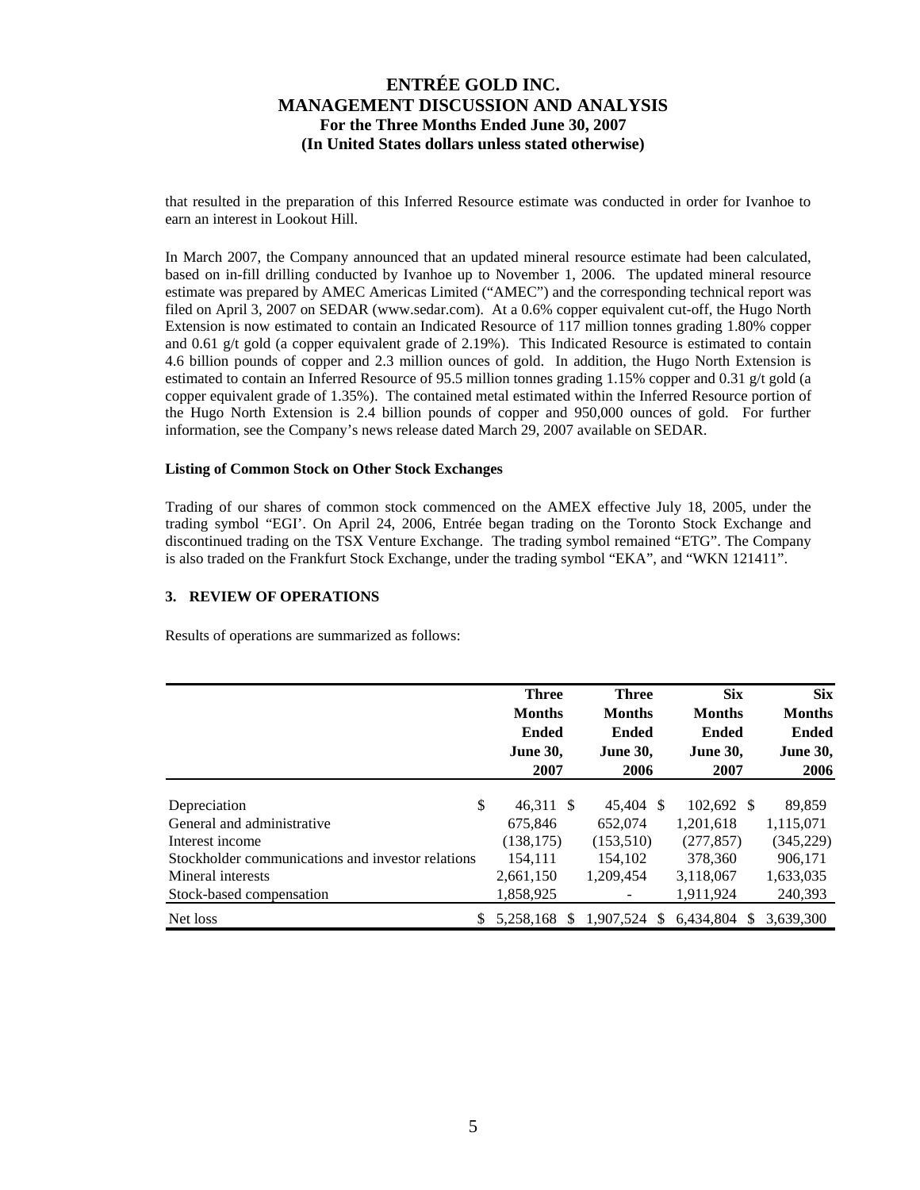that resulted in the preparation of this Inferred Resource estimate was conducted in order for Ivanhoe to earn an interest in Lookout Hill.

In March 2007, the Company announced that an updated mineral resource estimate had been calculated, based on in-fill drilling conducted by Ivanhoe up to November 1, 2006. The updated mineral resource estimate was prepared by AMEC Americas Limited ("AMEC") and the corresponding technical report was filed on April 3, 2007 on SEDAR (www.sedar.com). At a 0.6% copper equivalent cut-off, the Hugo North Extension is now estimated to contain an Indicated Resource of 117 million tonnes grading 1.80% copper and 0.61 g/t gold (a copper equivalent grade of 2.19%). This Indicated Resource is estimated to contain 4.6 billion pounds of copper and 2.3 million ounces of gold. In addition, the Hugo North Extension is estimated to contain an Inferred Resource of 95.5 million tonnes grading 1.15% copper and 0.31 g/t gold (a copper equivalent grade of 1.35%). The contained metal estimated within the Inferred Resource portion of the Hugo North Extension is 2.4 billion pounds of copper and 950,000 ounces of gold. For further information, see the Company's news release dated March 29, 2007 available on SEDAR.

**Listing of Common Stock on Other Stock Exchanges**

Trading of our shares of common stock commenced on the AMEX effective July 18, 2005, under the trading symbol "EGI'. On April 24, 2006, Entrée began trading on the Toronto Stock Exchange and discontinued trading on the TSX Venture Exchange. The trading symbol remained "ETG". The Company is also traded on the Frankfurt Stock Exchange, under the trading symbol "EKA", and "WKN 121411".

## 3. REVIEW OF OPERATIONS

Results of operations are summarized as follows:

| | Three Months Ended June 30, 2007 | Three Months Ended June 30, 2006 | Six Months Ended June 30, 2007 | Six Months Ended June 30, 2006 |
|---|---|---|---|---|
| Depreciation | $ 46,311 | $ 45,404 | $ 102,692 | $ 89,859 |
| General and administrative | 675,846 | 652,074 | 1,201,618 | 1,115,071 |
| Interest income | (138,175) | (153,510) | (277,857) | (345,229) |
| Stockholder communications and investor relations | 154,111 | 154,102 | 378,360 | 906,171 |
| Mineral interests | 2,661,150 | 1,209,454 | 3,118,067 | 1,633,035 |
| Stock-based compensation | 1,858,925 | - | 1,911,924 | 240,393 |
| Net loss | $ 5,258,168 | $ 1,907,524 | $ 6,434,804 | $ 3,639,300 |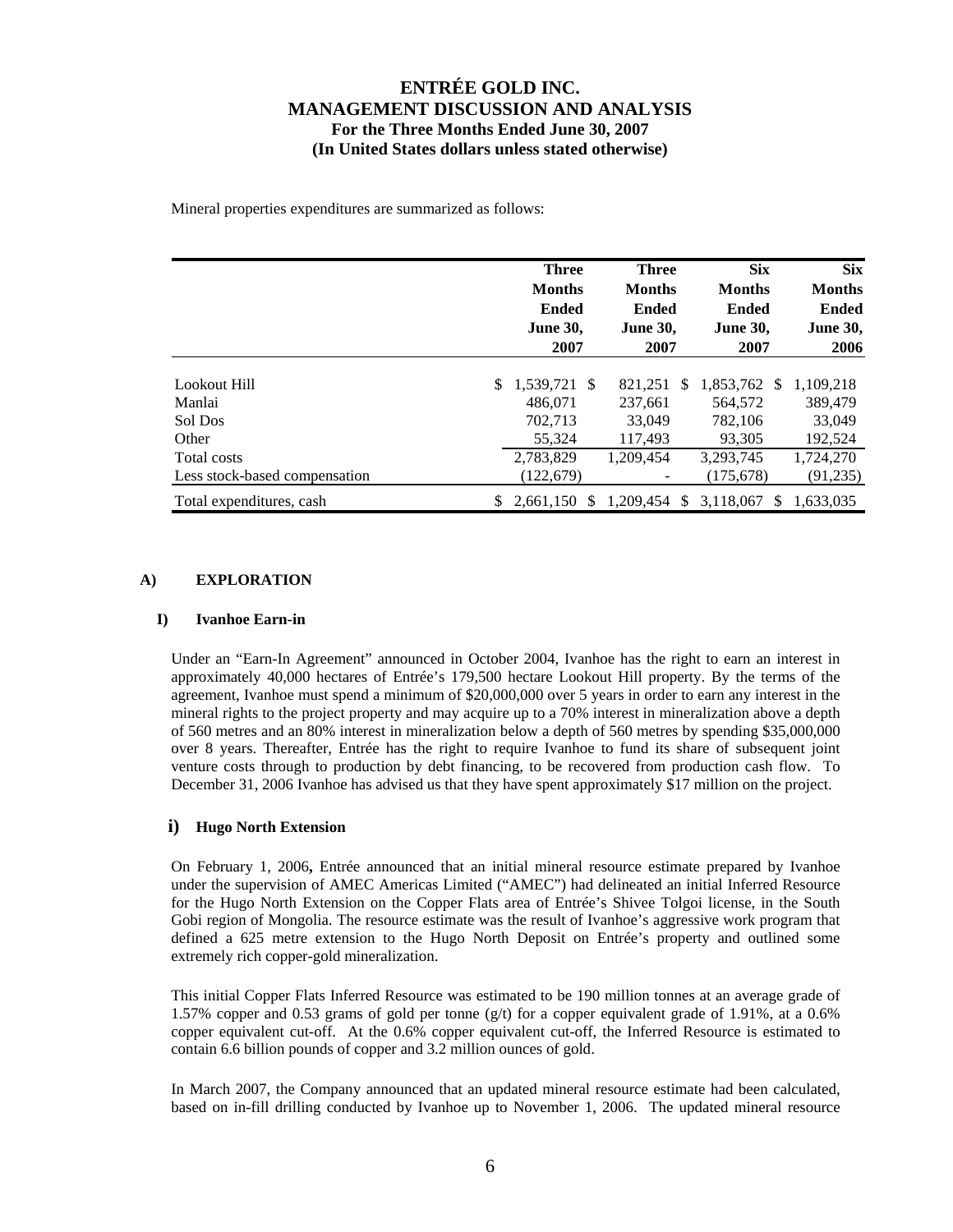# ENTRÉE GOLD INC.
## MANAGEMENT DISCUSSION AND ANALYSIS
### For the Three Months Ended June 30, 2007
### (In United States dollars unless stated otherwise)

Mineral properties expenditures are summarized as follows:

| | Three Months Ended June 30, 2007 | Three Months Ended June 30, 2007 | Six Months Ended June 30, 2007 | Six Months Ended June 30, 2006 |
|---|---|---|---|---|
| Lookout Hill | $ 1,539,721 | $ 821,251 | $ 1,853,762 | $ 1,109,218 |
| Manlai | 486,071 | 237,661 | 564,572 | 389,479 |
| Sol Dos | 702,713 | 33,049 | 782,106 | 33,049 |
| Other | 55,324 | 117,493 | 93,305 | 192,524 |
| Total costs | 2,783,829 | 1,209,454 | 3,293,745 | 1,724,270 |
| Less stock-based compensation | (122,679) | - | (175,678) | (91,235) |
| Total expenditures, cash | $ 2,661,150 | $ 1,209,454 | $ 3,118,067 | $ 1,633,035 |

## A) EXPLORATION

### I) Ivanhoe Earn-in

Under an "Earn-In Agreement" announced in October 2004, Ivanhoe has the right to earn an interest in approximately 40,000 hectares of Entrée's 179,500 hectare Lookout Hill property. By the terms of the agreement, Ivanhoe must spend a minimum of $20,000,000 over 5 years in order to earn any interest in the mineral rights to the project property and may acquire up to a 70% interest in mineralization above a depth of 560 metres and an 80% interest in mineralization below a depth of 560 metres by spending $35,000,000 over 8 years. Thereafter, Entrée has the right to require Ivanhoe to fund its share of subsequent joint venture costs through to production by debt financing, to be recovered from production cash flow. To December 31, 2006 Ivanhoe has advised us that they have spent approximately $17 million on the project.

### i) Hugo North Extension

On February 1, 2006**,** Entrée announced that an initial mineral resource estimate prepared by Ivanhoe under the supervision of AMEC Americas Limited ("AMEC") had delineated an initial Inferred Resource for the Hugo North Extension on the Copper Flats area of Entrée's Shivee Tolgoi license, in the South Gobi region of Mongolia. The resource estimate was the result of Ivanhoe's aggressive work program that defined a 625 metre extension to the Hugo North Deposit on Entrée's property and outlined some extremely rich copper-gold mineralization.

This initial Copper Flats Inferred Resource was estimated to be 190 million tonnes at an average grade of 1.57% copper and 0.53 grams of gold per tonne (g/t) for a copper equivalent grade of 1.91%, at a 0.6% copper equivalent cut-off. At the 0.6% copper equivalent cut-off, the Inferred Resource is estimated to contain 6.6 billion pounds of copper and 3.2 million ounces of gold.

In March 2007, the Company announced that an updated mineral resource estimate had been calculated, based on in-fill drilling conducted by Ivanhoe up to November 1, 2006. The updated mineral resource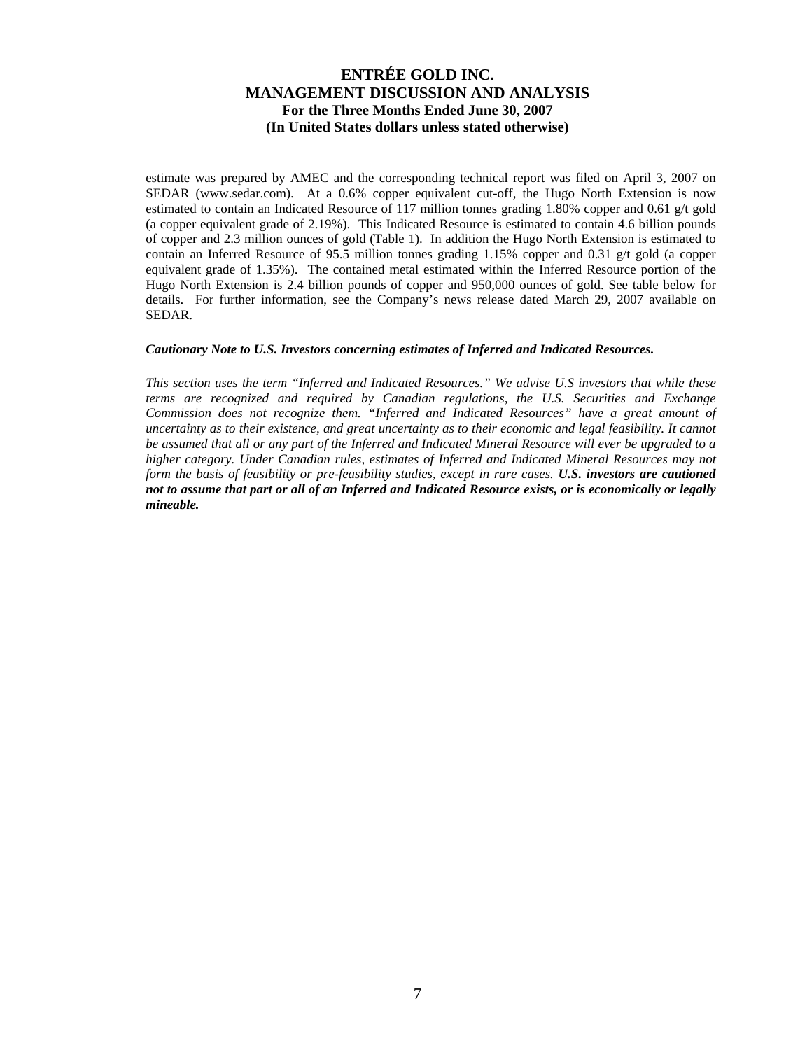estimate was prepared by AMEC and the corresponding technical report was filed on April 3, 2007 on SEDAR (www.sedar.com). At a 0.6% copper equivalent cut-off, the Hugo North Extension is now estimated to contain an Indicated Resource of 117 million tonnes grading 1.80% copper and 0.61 g/t gold (a copper equivalent grade of 2.19%). This Indicated Resource is estimated to contain 4.6 billion pounds of copper and 2.3 million ounces of gold (Table 1). In addition the Hugo North Extension is estimated to contain an Inferred Resource of 95.5 million tonnes grading 1.15% copper and 0.31 g/t gold (a copper equivalent grade of 1.35%). The contained metal estimated within the Inferred Resource portion of the Hugo North Extension is 2.4 billion pounds of copper and 950,000 ounces of gold. See table below for details. For further information, see the Company's news release dated March 29, 2007 available on SEDAR.

***Cautionary Note to U.S. Investors concerning estimates of Inferred and Indicated Resources.***

*This section uses the term "Inferred and Indicated Resources." We advise U.S investors that while these terms are recognized and required by Canadian regulations, the U.S. Securities and Exchange Commission does not recognize them. "Inferred and Indicated Resources" have a great amount of uncertainty as to their existence, and great uncertainty as to their economic and legal feasibility. It cannot be assumed that all or any part of the Inferred and Indicated Mineral Resource will ever be upgraded to a higher category. Under Canadian rules, estimates of Inferred and Indicated Mineral Resources may not form the basis of feasibility or pre-feasibility studies, except in rare cases.* ***U.S. investors are cautioned not to assume that part or all of an Inferred and Indicated Resource exists, or is economically or legally mineable.***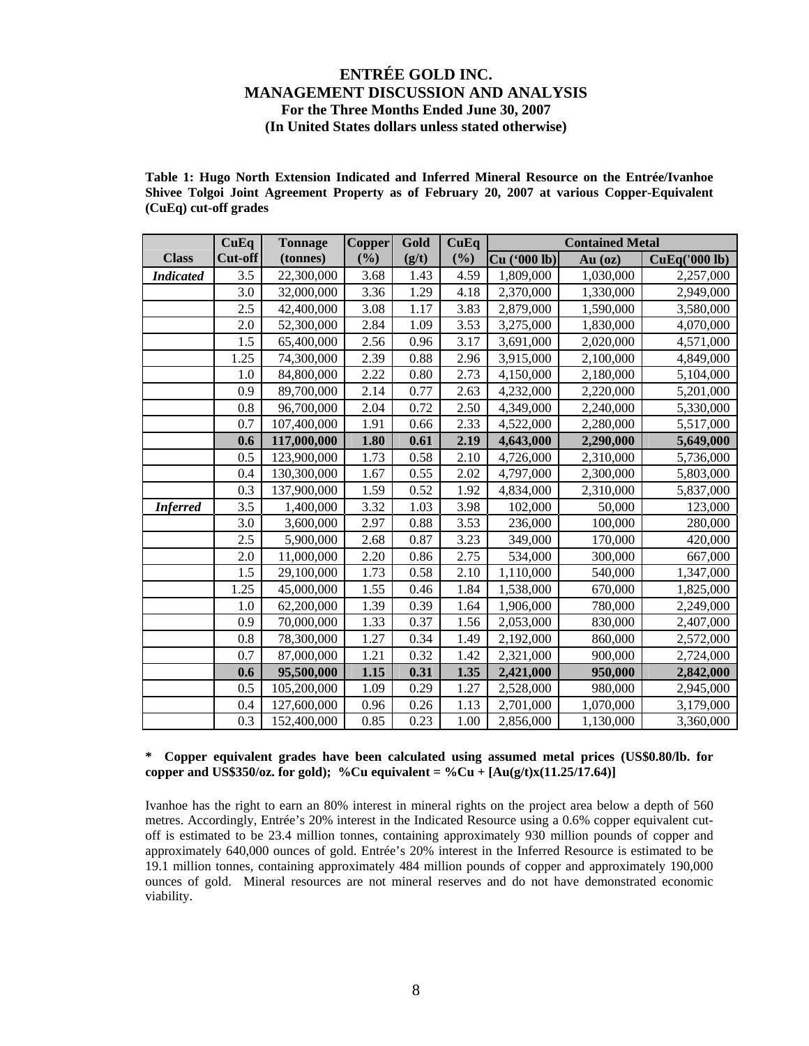# ENTRÉE GOLD INC.
## MANAGEMENT DISCUSSION AND ANALYSIS
### For the Three Months Ended June 30, 2007
### (In United States dollars unless stated otherwise)

**Table 1: Hugo North Extension Indicated and Inferred Mineral Resource on the Entrée/Ivanhoe Shivee Tolgoi Joint Agreement Property as of February 20, 2007 at various Copper-Equivalent (CuEq) cut-off grades**

| | CuEq | Tonnage | Copper | Gold | CuEq | Contained Metal | | |
|---|---|---|---|---|---|---|---|---|
| **Class** | **Cut-off** | **(tonnes)** | **(%)** | **(g/t)** | **(%)** | **Cu ('000 lb)** | **Au (oz)** | **CuEq('000 lb)** |
| ***Indicated*** | 3.5 | 22,300,000 | 3.68 | 1.43 | 4.59 | 1,809,000 | 1,030,000 | 2,257,000 |
| | 3.0 | 32,000,000 | 3.36 | 1.29 | 4.18 | 2,370,000 | 1,330,000 | 2,949,000 |
| | 2.5 | 42,400,000 | 3.08 | 1.17 | 3.83 | 2,879,000 | 1,590,000 | 3,580,000 |
| | 2.0 | 52,300,000 | 2.84 | 1.09 | 3.53 | 3,275,000 | 1,830,000 | 4,070,000 |
| | 1.5 | 65,400,000 | 2.56 | 0.96 | 3.17 | 3,691,000 | 2,020,000 | 4,571,000 |
| | 1.25 | 74,300,000 | 2.39 | 0.88 | 2.96 | 3,915,000 | 2,100,000 | 4,849,000 |
| | 1.0 | 84,800,000 | 2.22 | 0.80 | 2.73 | 4,150,000 | 2,180,000 | 5,104,000 |
| | 0.9 | 89,700,000 | 2.14 | 0.77 | 2.63 | 4,232,000 | 2,220,000 | 5,201,000 |
| | 0.8 | 96,700,000 | 2.04 | 0.72 | 2.50 | 4,349,000 | 2,240,000 | 5,330,000 |
| | 0.7 | 107,400,000 | 1.91 | 0.66 | 2.33 | 4,522,000 | 2,280,000 | 5,517,000 |
| | **0.6** | **117,000,000** | **1.80** | **0.61** | **2.19** | **4,643,000** | **2,290,000** | **5,649,000** |
| | 0.5 | 123,900,000 | 1.73 | 0.58 | 2.10 | 4,726,000 | 2,310,000 | 5,736,000 |
| | 0.4 | 130,300,000 | 1.67 | 0.55 | 2.02 | 4,797,000 | 2,300,000 | 5,803,000 |
| | 0.3 | 137,900,000 | 1.59 | 0.52 | 1.92 | 4,834,000 | 2,310,000 | 5,837,000 |
| ***Inferred*** | 3.5 | 1,400,000 | 3.32 | 1.03 | 3.98 | 102,000 | 50,000 | 123,000 |
| | 3.0 | 3,600,000 | 2.97 | 0.88 | 3.53 | 236,000 | 100,000 | 280,000 |
| | 2.5 | 5,900,000 | 2.68 | 0.87 | 3.23 | 349,000 | 170,000 | 420,000 |
| | 2.0 | 11,000,000 | 2.20 | 0.86 | 2.75 | 534,000 | 300,000 | 667,000 |
| | 1.5 | 29,100,000 | 1.73 | 0.58 | 2.10 | 1,110,000 | 540,000 | 1,347,000 |
| | 1.25 | 45,000,000 | 1.55 | 0.46 | 1.84 | 1,538,000 | 670,000 | 1,825,000 |
| | 1.0 | 62,200,000 | 1.39 | 0.39 | 1.64 | 1,906,000 | 780,000 | 2,249,000 |
| | 0.9 | 70,000,000 | 1.33 | 0.37 | 1.56 | 2,053,000 | 830,000 | 2,407,000 |
| | 0.8 | 78,300,000 | 1.27 | 0.34 | 1.49 | 2,192,000 | 860,000 | 2,572,000 |
| | 0.7 | 87,000,000 | 1.21 | 0.32 | 1.42 | 2,321,000 | 900,000 | 2,724,000 |
| | **0.6** | **95,500,000** | **1.15** | **0.31** | **1.35** | **2,421,000** | **950,000** | **2,842,000** |
| | 0.5 | 105,200,000 | 1.09 | 0.29 | 1.27 | 2,528,000 | 980,000 | 2,945,000 |
| | 0.4 | 127,600,000 | 0.96 | 0.26 | 1.13 | 2,701,000 | 1,070,000 | 3,179,000 |
| | 0.3 | 152,400,000 | 0.85 | 0.23 | 1.00 | 2,856,000 | 1,130,000 | 3,360,000 |

**\* Copper equivalent grades have been calculated using assumed metal prices (US$0.80/lb. for copper and US$350/oz. for gold); %Cu equivalent = %Cu + [Au(g/t)x(11.25/17.64)]**

Ivanhoe has the right to earn an 80% interest in mineral rights on the project area below a depth of 560 metres. Accordingly, Entrée's 20% interest in the Indicated Resource using a 0.6% copper equivalent cut-off is estimated to be 23.4 million tonnes, containing approximately 930 million pounds of copper and approximately 640,000 ounces of gold. Entrée's 20% interest in the Inferred Resource is estimated to be 19.1 million tonnes, containing approximately 484 million pounds of copper and approximately 190,000 ounces of gold. Mineral resources are not mineral reserves and do not have demonstrated economic viability.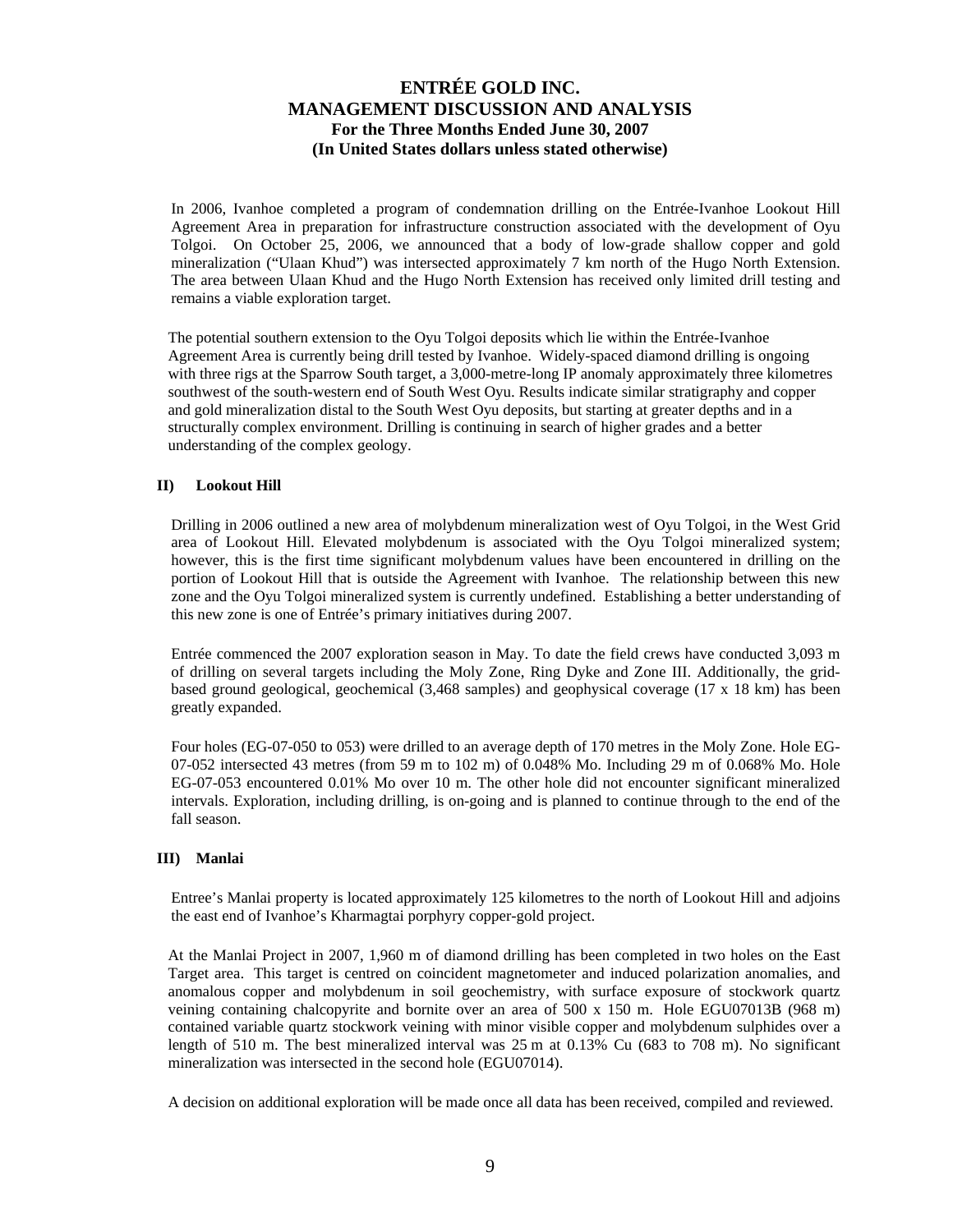In 2006, Ivanhoe completed a program of condemnation drilling on the Entrée-Ivanhoe Lookout Hill Agreement Area in preparation for infrastructure construction associated with the development of Oyu Tolgoi. On October 25, 2006, we announced that a body of low-grade shallow copper and gold mineralization ("Ulaan Khud") was intersected approximately 7 km north of the Hugo North Extension. The area between Ulaan Khud and the Hugo North Extension has received only limited drill testing and remains a viable exploration target.

The potential southern extension to the Oyu Tolgoi deposits which lie within the Entrée-Ivanhoe Agreement Area is currently being drill tested by Ivanhoe. Widely-spaced diamond drilling is ongoing with three rigs at the Sparrow South target, a 3,000-metre-long IP anomaly approximately three kilometres southwest of the south-western end of South West Oyu. Results indicate similar stratigraphy and copper and gold mineralization distal to the South West Oyu deposits, but starting at greater depths and in a structurally complex environment. Drilling is continuing in search of higher grades and a better understanding of the complex geology.

**II) Lookout Hill**

Drilling in 2006 outlined a new area of molybdenum mineralization west of Oyu Tolgoi, in the West Grid area of Lookout Hill. Elevated molybdenum is associated with the Oyu Tolgoi mineralized system; however, this is the first time significant molybdenum values have been encountered in drilling on the portion of Lookout Hill that is outside the Agreement with Ivanhoe. The relationship between this new zone and the Oyu Tolgoi mineralized system is currently undefined. Establishing a better understanding of this new zone is one of Entrée's primary initiatives during 2007.

Entrée commenced the 2007 exploration season in May. To date the field crews have conducted 3,093 m of drilling on several targets including the Moly Zone, Ring Dyke and Zone III. Additionally, the grid-based ground geological, geochemical (3,468 samples) and geophysical coverage (17 x 18 km) has been greatly expanded.

Four holes (EG-07-050 to 053) were drilled to an average depth of 170 metres in the Moly Zone. Hole EG-07-052 intersected 43 metres (from 59 m to 102 m) of 0.048% Mo. Including 29 m of 0.068% Mo. Hole EG-07-053 encountered 0.01% Mo over 10 m. The other hole did not encounter significant mineralized intervals. Exploration, including drilling, is on-going and is planned to continue through to the end of the fall season.

**III) Manlai**

Entree's Manlai property is located approximately 125 kilometres to the north of Lookout Hill and adjoins the east end of Ivanhoe's Kharmagtai porphyry copper-gold project.

At the Manlai Project in 2007, 1,960 m of diamond drilling has been completed in two holes on the East Target area. This target is centred on coincident magnetometer and induced polarization anomalies, and anomalous copper and molybdenum in soil geochemistry, with surface exposure of stockwork quartz veining containing chalcopyrite and bornite over an area of 500 x 150 m. Hole EGU07013B (968 m) contained variable quartz stockwork veining with minor visible copper and molybdenum sulphides over a length of 510 m. The best mineralized interval was 25 m at 0.13% Cu (683 to 708 m). No significant mineralization was intersected in the second hole (EGU07014).

A decision on additional exploration will be made once all data has been received, compiled and reviewed.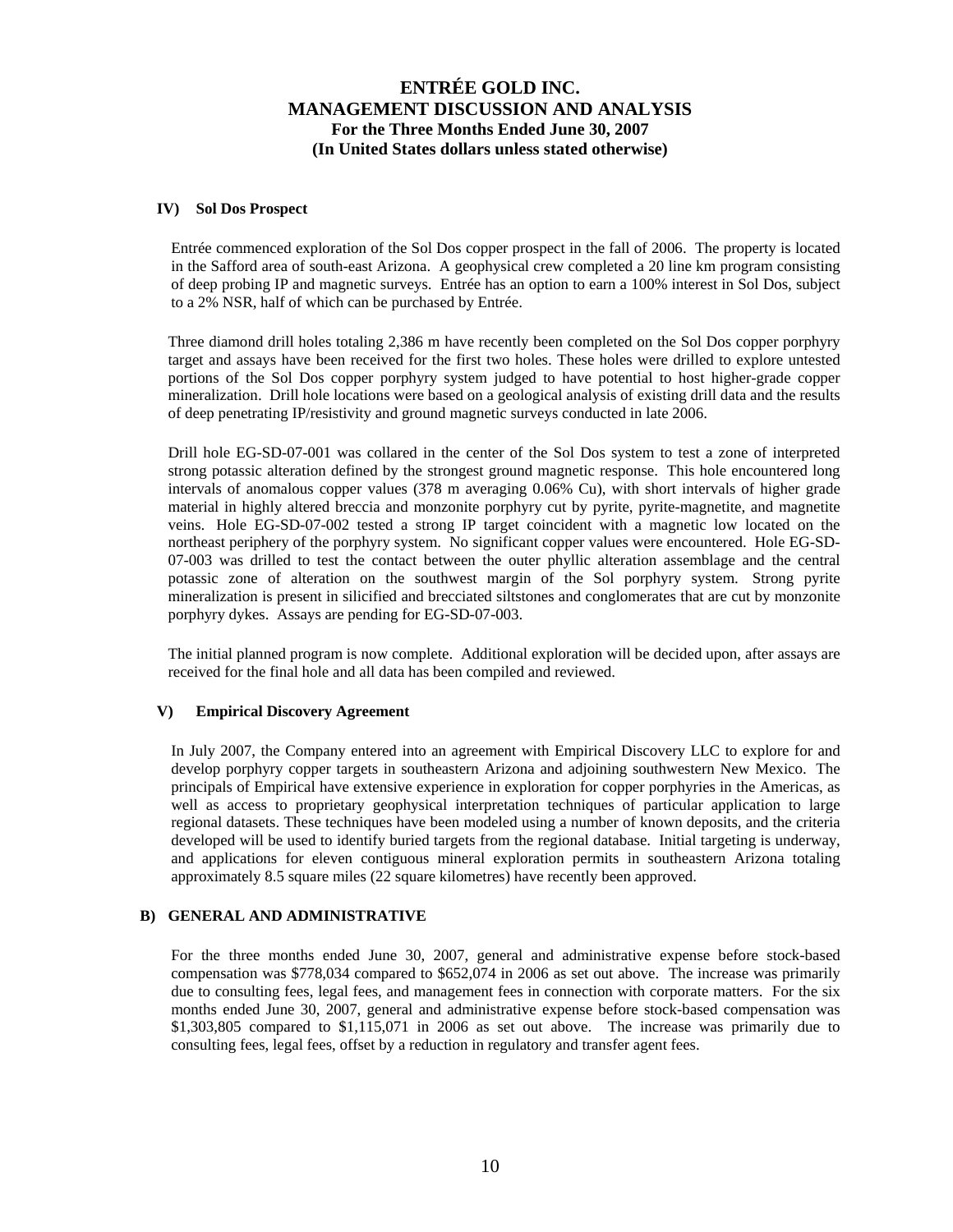#### IV) Sol Dos Prospect

Entrée commenced exploration of the Sol Dos copper prospect in the fall of 2006. The property is located in the Safford area of south-east Arizona. A geophysical crew completed a 20 line km program consisting of deep probing IP and magnetic surveys. Entrée has an option to earn a 100% interest in Sol Dos, subject to a 2% NSR, half of which can be purchased by Entrée.

Three diamond drill holes totaling 2,386 m have recently been completed on the Sol Dos copper porphyry target and assays have been received for the first two holes. These holes were drilled to explore untested portions of the Sol Dos copper porphyry system judged to have potential to host higher-grade copper mineralization. Drill hole locations were based on a geological analysis of existing drill data and the results of deep penetrating IP/resistivity and ground magnetic surveys conducted in late 2006.

Drill hole EG-SD-07-001 was collared in the center of the Sol Dos system to test a zone of interpreted strong potassic alteration defined by the strongest ground magnetic response. This hole encountered long intervals of anomalous copper values (378 m averaging 0.06% Cu), with short intervals of higher grade material in highly altered breccia and monzonite porphyry cut by pyrite, pyrite-magnetite, and magnetite veins. Hole EG-SD-07-002 tested a strong IP target coincident with a magnetic low located on the northeast periphery of the porphyry system. No significant copper values were encountered. Hole EG-SD-07-003 was drilled to test the contact between the outer phyllic alteration assemblage and the central potassic zone of alteration on the southwest margin of the Sol porphyry system. Strong pyrite mineralization is present in silicified and brecciated siltstones and conglomerates that are cut by monzonite porphyry dykes. Assays are pending for EG-SD-07-003.

The initial planned program is now complete. Additional exploration will be decided upon, after assays are received for the final hole and all data has been compiled and reviewed.

#### V) Empirical Discovery Agreement

In July 2007, the Company entered into an agreement with Empirical Discovery LLC to explore for and develop porphyry copper targets in southeastern Arizona and adjoining southwestern New Mexico. The principals of Empirical have extensive experience in exploration for copper porphyries in the Americas, as well as access to proprietary geophysical interpretation techniques of particular application to large regional datasets. These techniques have been modeled using a number of known deposits, and the criteria developed will be used to identify buried targets from the regional database. Initial targeting is underway, and applications for eleven contiguous mineral exploration permits in southeastern Arizona totaling approximately 8.5 square miles (22 square kilometres) have recently been approved.

### B) GENERAL AND ADMINISTRATIVE

For the three months ended June 30, 2007, general and administrative expense before stock-based compensation was $778,034 compared to $652,074 in 2006 as set out above. The increase was primarily due to consulting fees, legal fees, and management fees in connection with corporate matters. For the six months ended June 30, 2007, general and administrative expense before stock-based compensation was $1,303,805 compared to $1,115,071 in 2006 as set out above. The increase was primarily due to consulting fees, legal fees, offset by a reduction in regulatory and transfer agent fees.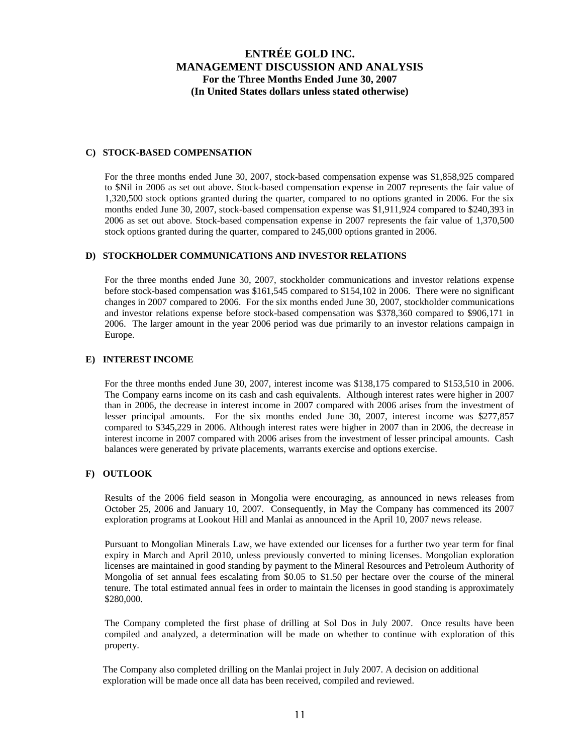### C) STOCK-BASED COMPENSATION

For the three months ended June 30, 2007, stock-based compensation expense was $1,858,925 compared to $Nil in 2006 as set out above. Stock-based compensation expense in 2007 represents the fair value of 1,320,500 stock options granted during the quarter, compared to no options granted in 2006. For the six months ended June 30, 2007, stock-based compensation expense was $1,911,924 compared to $240,393 in 2006 as set out above. Stock-based compensation expense in 2007 represents the fair value of 1,370,500 stock options granted during the quarter, compared to 245,000 options granted in 2006.

### D) STOCKHOLDER COMMUNICATIONS AND INVESTOR RELATIONS

For the three months ended June 30, 2007, stockholder communications and investor relations expense before stock-based compensation was $161,545 compared to $154,102 in 2006. There were no significant changes in 2007 compared to 2006. For the six months ended June 30, 2007, stockholder communications and investor relations expense before stock-based compensation was $378,360 compared to $906,171 in 2006. The larger amount in the year 2006 period was due primarily to an investor relations campaign in Europe.

### E) INTEREST INCOME

For the three months ended June 30, 2007, interest income was $138,175 compared to $153,510 in 2006. The Company earns income on its cash and cash equivalents. Although interest rates were higher in 2007 than in 2006, the decrease in interest income in 2007 compared with 2006 arises from the investment of lesser principal amounts. For the six months ended June 30, 2007, interest income was $277,857 compared to $345,229 in 2006. Although interest rates were higher in 2007 than in 2006, the decrease in interest income in 2007 compared with 2006 arises from the investment of lesser principal amounts. Cash balances were generated by private placements, warrants exercise and options exercise.

### F) OUTLOOK

Results of the 2006 field season in Mongolia were encouraging, as announced in news releases from October 25, 2006 and January 10, 2007. Consequently, in May the Company has commenced its 2007 exploration programs at Lookout Hill and Manlai as announced in the April 10, 2007 news release.

Pursuant to Mongolian Minerals Law, we have extended our licenses for a further two year term for final expiry in March and April 2010, unless previously converted to mining licenses. Mongolian exploration licenses are maintained in good standing by payment to the Mineral Resources and Petroleum Authority of Mongolia of set annual fees escalating from $0.05 to $1.50 per hectare over the course of the mineral tenure. The total estimated annual fees in order to maintain the licenses in good standing is approximately $280,000.

The Company completed the first phase of drilling at Sol Dos in July 2007. Once results have been compiled and analyzed, a determination will be made on whether to continue with exploration of this property.

The Company also completed drilling on the Manlai project in July 2007. A decision on additional exploration will be made once all data has been received, compiled and reviewed.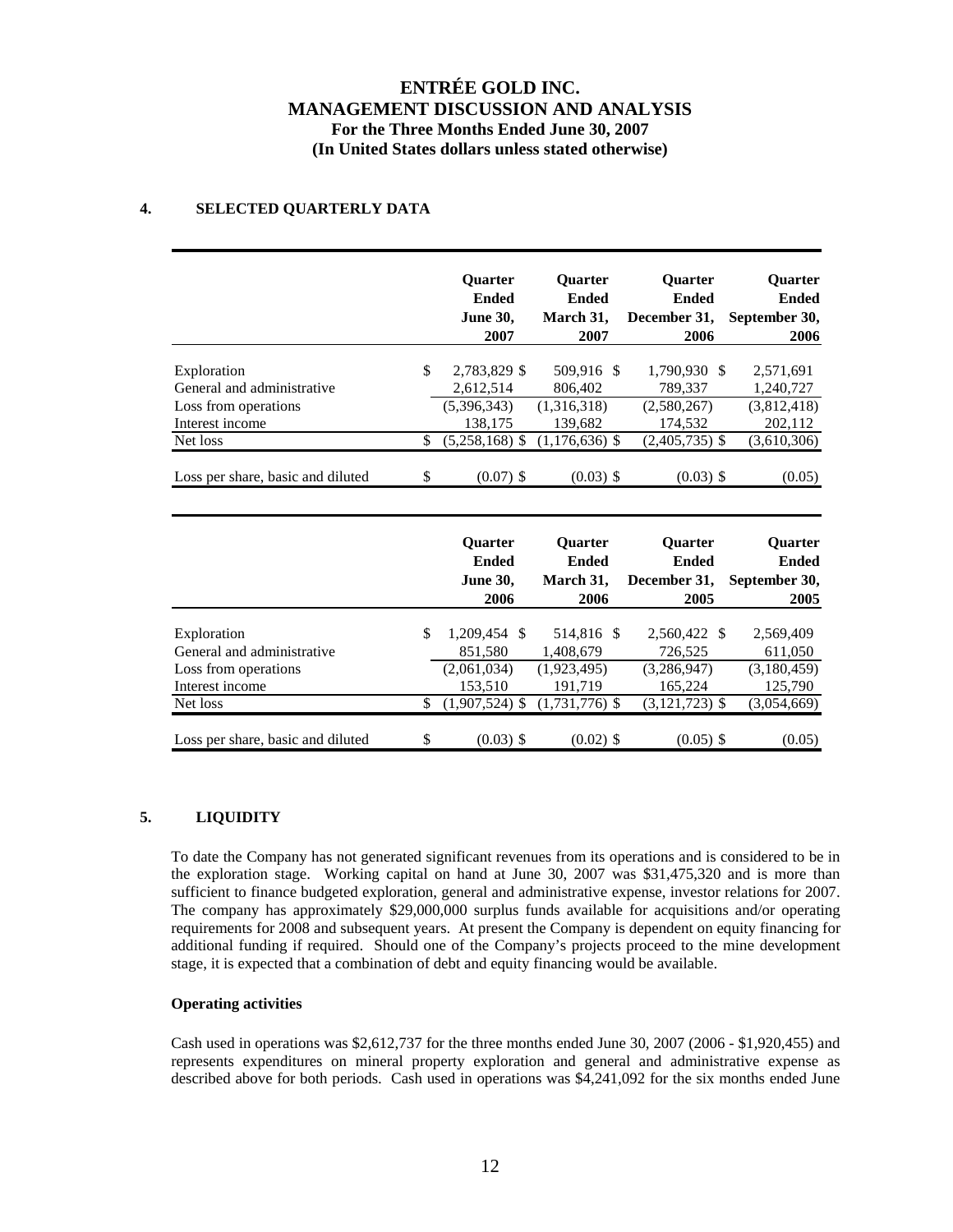**ENTRÉE GOLD INC.**
**MANAGEMENT DISCUSSION AND ANALYSIS**
**For the Three Months Ended June 30, 2007**
**(In United States dollars unless stated otherwise)**

## 4. SELECTED QUARTERLY DATA

| | Quarter Ended June 30, 2007 | Quarter Ended March 31, 2007 | Quarter Ended December 31, 2006 | Quarter Ended September 30, 2006 |
|---|---|---|---|---|
| Exploration | $ 2,783,829 | $ 509,916 | $ 1,790,930 | $ 2,571,691 |
| General and administrative | 2,612,514 | 806,402 | 789,337 | 1,240,727 |
| Loss from operations | (5,396,343) | (1,316,318) | (2,580,267) | (3,812,418) |
| Interest income | 138,175 | 139,682 | 174,532 | 202,112 |
| Net loss | $ (5,258,168) | $ (1,176,636) | $ (2,405,735) | $ (3,610,306) |
| Loss per share, basic and diluted | $ (0.07) | $ (0.03) | $ (0.03) | $ (0.05) |

| | Quarter Ended June 30, 2006 | Quarter Ended March 31, 2006 | Quarter Ended December 31, 2005 | Quarter Ended September 30, 2005 |
|---|---|---|---|---|
| Exploration | $ 1,209,454 | $ 514,816 | $ 2,560,422 | $ 2,569,409 |
| General and administrative | 851,580 | 1,408,679 | 726,525 | 611,050 |
| Loss from operations | (2,061,034) | (1,923,495) | (3,286,947) | (3,180,459) |
| Interest income | 153,510 | 191,719 | 165,224 | 125,790 |
| Net loss | $ (1,907,524) | $ (1,731,776) | $ (3,121,723) | $ (3,054,669) |
| Loss per share, basic and diluted | $ (0.03) | $ (0.02) | $ (0.05) | $ (0.05) |

## 5. LIQUIDITY

To date the Company has not generated significant revenues from its operations and is considered to be in the exploration stage. Working capital on hand at June 30, 2007 was $31,475,320 and is more than sufficient to finance budgeted exploration, general and administrative expense, investor relations for 2007. The company has approximately $29,000,000 surplus funds available for acquisitions and/or operating requirements for 2008 and subsequent years. At present the Company is dependent on equity financing for additional funding if required. Should one of the Company's projects proceed to the mine development stage, it is expected that a combination of debt and equity financing would be available.

**Operating activities**

Cash used in operations was $2,612,737 for the three months ended June 30, 2007 (2006 - $1,920,455) and represents expenditures on mineral property exploration and general and administrative expense as described above for both periods. Cash used in operations was $4,241,092 for the six months ended June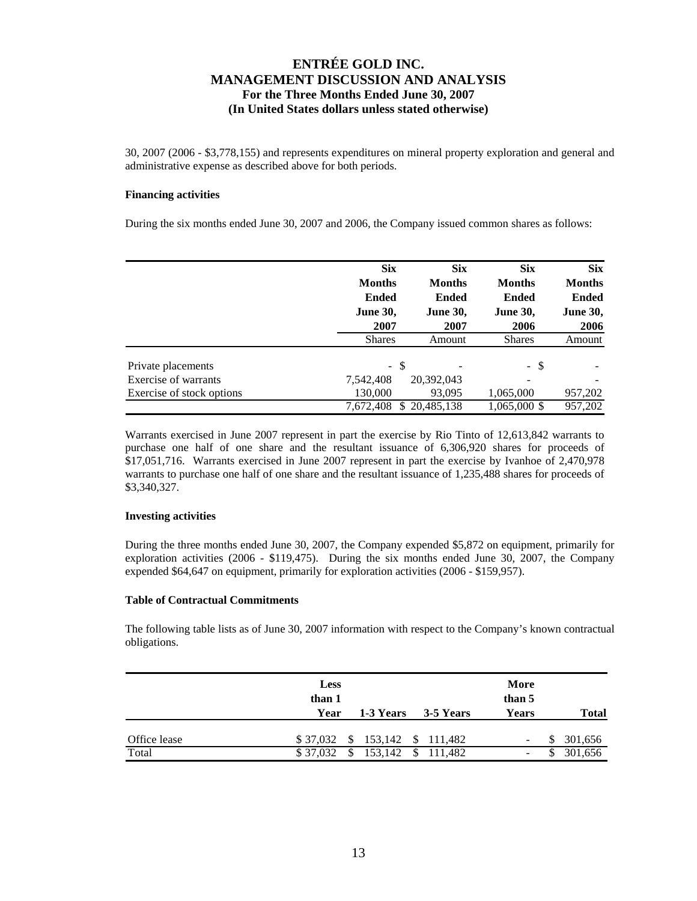30, 2007 (2006 - $3,778,155) and represents expenditures on mineral property exploration and general and administrative expense as described above for both periods.

**Financing activities**

During the six months ended June 30, 2007 and 2006, the Company issued common shares as follows:

| | Six Months Ended June 30, 2007 | Six Months Ended June 30, 2007 | Six Months Ended June 30, 2006 | Six Months Ended June 30, 2006 |
|---|---|---|---|---|
| | Shares | Amount | Shares | Amount |
| Private placements | - | $ - | - | $ - |
| Exercise of warrants | 7,542,408 | 20,392,043 | - | - |
| Exercise of stock options | 130,000 | 93,095 | 1,065,000 | 957,202 |
| | 7,672,408 | $ 20,485,138 | 1,065,000 | $ 957,202 |

Warrants exercised in June 2007 represent in part the exercise by Rio Tinto of 12,613,842 warrants to purchase one half of one share and the resultant issuance of 6,306,920 shares for proceeds of $17,051,716. Warrants exercised in June 2007 represent in part the exercise by Ivanhoe of 2,470,978 warrants to purchase one half of one share and the resultant issuance of 1,235,488 shares for proceeds of $3,340,327.

**Investing activities**

During the three months ended June 30, 2007, the Company expended $5,872 on equipment, primarily for exploration activities (2006 - $119,475). During the six months ended June 30, 2007, the Company expended $64,647 on equipment, primarily for exploration activities (2006 - $159,957).

**Table of Contractual Commitments**

The following table lists as of June 30, 2007 information with respect to the Company's known contractual obligations.

| | Less than 1 Year | 1-3 Years | 3-5 Years | More than 5 Years | Total |
|---|---|---|---|---|---|
| Office lease | $ 37,032 | $ 153,142 | $ 111,482 | - | $ 301,656 |
| Total | $ 37,032 | $ 153,142 | $ 111,482 | - | $ 301,656 |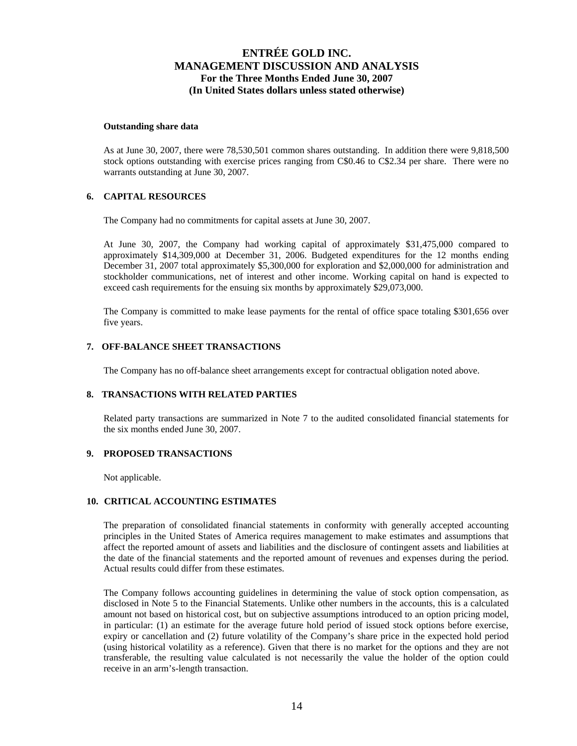**Outstanding share data**

As at June 30, 2007, there were 78,530,501 common shares outstanding. In addition there were 9,818,500 stock options outstanding with exercise prices ranging from C$0.46 to C$2.34 per share. There were no warrants outstanding at June 30, 2007.

## 6. CAPITAL RESOURCES

The Company had no commitments for capital assets at June 30, 2007.

At June 30, 2007, the Company had working capital of approximately $31,475,000 compared to approximately $14,309,000 at December 31, 2006. Budgeted expenditures for the 12 months ending December 31, 2007 total approximately $5,300,000 for exploration and $2,000,000 for administration and stockholder communications, net of interest and other income. Working capital on hand is expected to exceed cash requirements for the ensuing six months by approximately $29,073,000.

The Company is committed to make lease payments for the rental of office space totaling $301,656 over five years.

## 7. OFF-BALANCE SHEET TRANSACTIONS

The Company has no off-balance sheet arrangements except for contractual obligation noted above.

## 8. TRANSACTIONS WITH RELATED PARTIES

Related party transactions are summarized in Note 7 to the audited consolidated financial statements for the six months ended June 30, 2007.

## 9. PROPOSED TRANSACTIONS

Not applicable.

## 10. CRITICAL ACCOUNTING ESTIMATES

The preparation of consolidated financial statements in conformity with generally accepted accounting principles in the United States of America requires management to make estimates and assumptions that affect the reported amount of assets and liabilities and the disclosure of contingent assets and liabilities at the date of the financial statements and the reported amount of revenues and expenses during the period. Actual results could differ from these estimates.

The Company follows accounting guidelines in determining the value of stock option compensation, as disclosed in Note 5 to the Financial Statements. Unlike other numbers in the accounts, this is a calculated amount not based on historical cost, but on subjective assumptions introduced to an option pricing model, in particular: (1) an estimate for the average future hold period of issued stock options before exercise, expiry or cancellation and (2) future volatility of the Company's share price in the expected hold period (using historical volatility as a reference). Given that there is no market for the options and they are not transferable, the resulting value calculated is not necessarily the value the holder of the option could receive in an arm's-length transaction.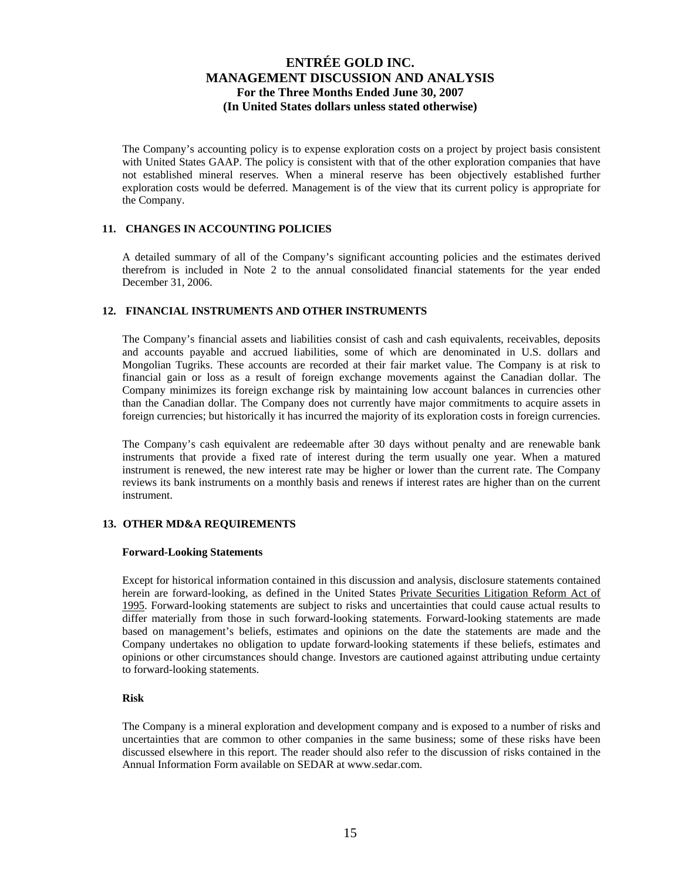The Company's accounting policy is to expense exploration costs on a project by project basis consistent with United States GAAP. The policy is consistent with that of the other exploration companies that have not established mineral reserves. When a mineral reserve has been objectively established further exploration costs would be deferred. Management is of the view that its current policy is appropriate for the Company.

## 11. CHANGES IN ACCOUNTING POLICIES

A detailed summary of all of the Company's significant accounting policies and the estimates derived therefrom is included in Note 2 to the annual consolidated financial statements for the year ended December 31, 2006.

## 12. FINANCIAL INSTRUMENTS AND OTHER INSTRUMENTS

The Company's financial assets and liabilities consist of cash and cash equivalents, receivables, deposits and accounts payable and accrued liabilities, some of which are denominated in U.S. dollars and Mongolian Tugriks. These accounts are recorded at their fair market value. The Company is at risk to financial gain or loss as a result of foreign exchange movements against the Canadian dollar. The Company minimizes its foreign exchange risk by maintaining low account balances in currencies other than the Canadian dollar. The Company does not currently have major commitments to acquire assets in foreign currencies; but historically it has incurred the majority of its exploration costs in foreign currencies.

The Company's cash equivalent are redeemable after 30 days without penalty and are renewable bank instruments that provide a fixed rate of interest during the term usually one year. When a matured instrument is renewed, the new interest rate may be higher or lower than the current rate. The Company reviews its bank instruments on a monthly basis and renews if interest rates are higher than on the current instrument.

## 13. OTHER MD&A REQUIREMENTS

### Forward-Looking Statements

Except for historical information contained in this discussion and analysis, disclosure statements contained herein are forward-looking, as defined in the United States Private Securities Litigation Reform Act of 1995. Forward-looking statements are subject to risks and uncertainties that could cause actual results to differ materially from those in such forward-looking statements. Forward-looking statements are made based on management's beliefs, estimates and opinions on the date the statements are made and the Company undertakes no obligation to update forward-looking statements if these beliefs, estimates and opinions or other circumstances should change. Investors are cautioned against attributing undue certainty to forward-looking statements.

### Risk

The Company is a mineral exploration and development company and is exposed to a number of risks and uncertainties that are common to other companies in the same business; some of these risks have been discussed elsewhere in this report. The reader should also refer to the discussion of risks contained in the Annual Information Form available on SEDAR at www.sedar.com.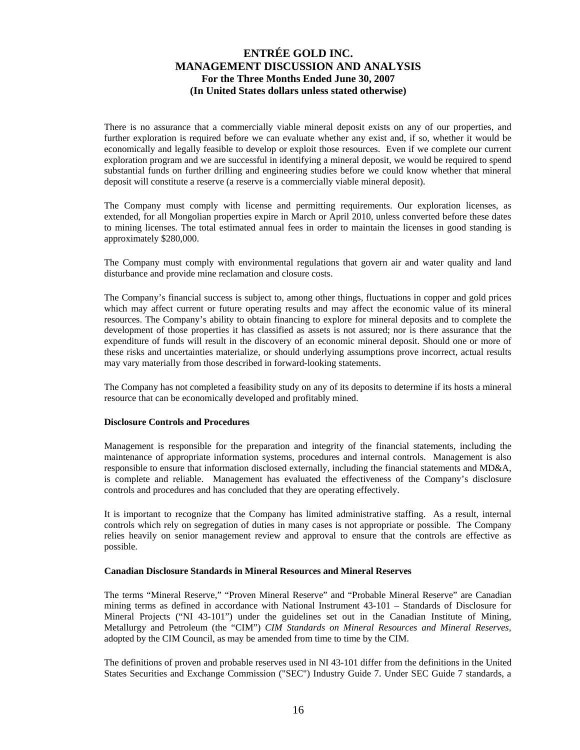There is no assurance that a commercially viable mineral deposit exists on any of our properties, and further exploration is required before we can evaluate whether any exist and, if so, whether it would be economically and legally feasible to develop or exploit those resources. Even if we complete our current exploration program and we are successful in identifying a mineral deposit, we would be required to spend substantial funds on further drilling and engineering studies before we could know whether that mineral deposit will constitute a reserve (a reserve is a commercially viable mineral deposit).

The Company must comply with license and permitting requirements. Our exploration licenses, as extended, for all Mongolian properties expire in March or April 2010, unless converted before these dates to mining licenses. The total estimated annual fees in order to maintain the licenses in good standing is approximately $280,000.

The Company must comply with environmental regulations that govern air and water quality and land disturbance and provide mine reclamation and closure costs.

The Company's financial success is subject to, among other things, fluctuations in copper and gold prices which may affect current or future operating results and may affect the economic value of its mineral resources. The Company's ability to obtain financing to explore for mineral deposits and to complete the development of those properties it has classified as assets is not assured; nor is there assurance that the expenditure of funds will result in the discovery of an economic mineral deposit. Should one or more of these risks and uncertainties materialize, or should underlying assumptions prove incorrect, actual results may vary materially from those described in forward-looking statements.

The Company has not completed a feasibility study on any of its deposits to determine if its hosts a mineral resource that can be economically developed and profitably mined.

**Disclosure Controls and Procedures**

Management is responsible for the preparation and integrity of the financial statements, including the maintenance of appropriate information systems, procedures and internal controls. Management is also responsible to ensure that information disclosed externally, including the financial statements and MD&A, is complete and reliable. Management has evaluated the effectiveness of the Company's disclosure controls and procedures and has concluded that they are operating effectively.

It is important to recognize that the Company has limited administrative staffing. As a result, internal controls which rely on segregation of duties in many cases is not appropriate or possible. The Company relies heavily on senior management review and approval to ensure that the controls are effective as possible.

**Canadian Disclosure Standards in Mineral Resources and Mineral Reserves**

The terms "Mineral Reserve," "Proven Mineral Reserve" and "Probable Mineral Reserve" are Canadian mining terms as defined in accordance with National Instrument 43-101 – Standards of Disclosure for Mineral Projects ("NI 43-101") under the guidelines set out in the Canadian Institute of Mining, Metallurgy and Petroleum (the "CIM") *CIM Standards on Mineral Resources and Mineral Reserves*, adopted by the CIM Council, as may be amended from time to time by the CIM.

The definitions of proven and probable reserves used in NI 43-101 differ from the definitions in the United States Securities and Exchange Commission ("SEC") Industry Guide 7. Under SEC Guide 7 standards, a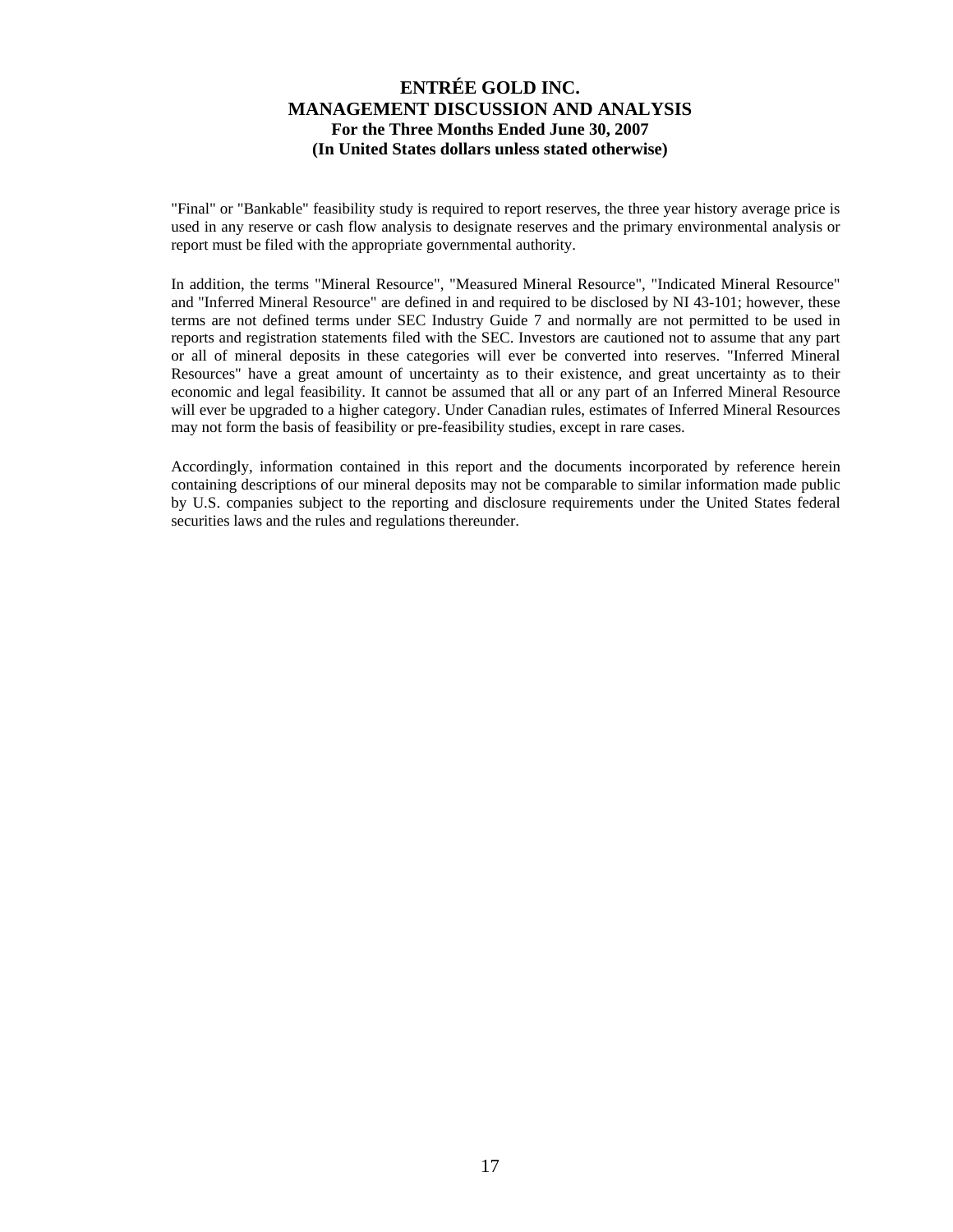"Final" or "Bankable" feasibility study is required to report reserves, the three year history average price is used in any reserve or cash flow analysis to designate reserves and the primary environmental analysis or report must be filed with the appropriate governmental authority.

In addition, the terms "Mineral Resource", "Measured Mineral Resource", "Indicated Mineral Resource" and "Inferred Mineral Resource" are defined in and required to be disclosed by NI 43-101; however, these terms are not defined terms under SEC Industry Guide 7 and normally are not permitted to be used in reports and registration statements filed with the SEC. Investors are cautioned not to assume that any part or all of mineral deposits in these categories will ever be converted into reserves. "Inferred Mineral Resources" have a great amount of uncertainty as to their existence, and great uncertainty as to their economic and legal feasibility. It cannot be assumed that all or any part of an Inferred Mineral Resource will ever be upgraded to a higher category. Under Canadian rules, estimates of Inferred Mineral Resources may not form the basis of feasibility or pre-feasibility studies, except in rare cases.

Accordingly, information contained in this report and the documents incorporated by reference herein containing descriptions of our mineral deposits may not be comparable to similar information made public by U.S. companies subject to the reporting and disclosure requirements under the United States federal securities laws and the rules and regulations thereunder.